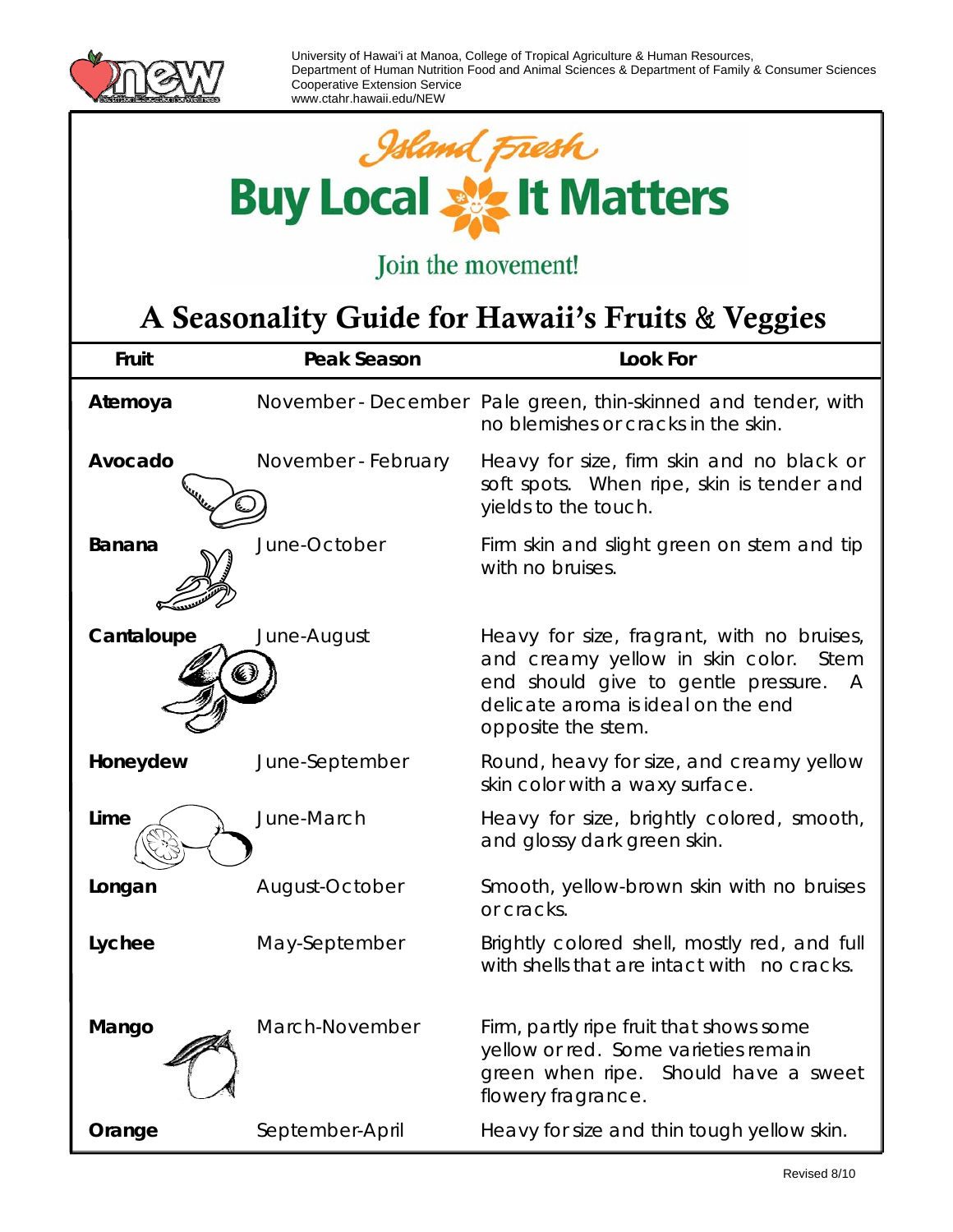University of Hawai'i at Manoa, College of Tropical Agriculture & Human Resources,
Department of Human Nutrition Food and Animal Sciences & Department of Family & Consumer Sciences
Cooperative Extension Service
www.ctahr.hawaii.edu/NEW

Island Fresh

**Buy Local It Matters**

Join the movement!

# A Seasonality Guide for Hawaii's Fruits & Veggies

| Fruit | Peak Season | Look For |
|---|---|---|
| **Atemoya** | November - December | Pale green, thin-skinned and tender, with no blemishes or cracks in the skin. |
| **Avocado** | November - February | Heavy for size, firm skin and no black or soft spots. When ripe, skin is tender and yields to the touch. |
| **Banana** | June-October | Firm skin and slight green on stem and tip with no bruises. |
| **Cantaloupe** | June-August | Heavy for size, fragrant, with no bruises, and creamy yellow in skin color. Stem end should give to gentle pressure. A delicate aroma is ideal on the end opposite the stem. |
| **Honeydew** | June-September | Round, heavy for size, and creamy yellow skin color with a waxy surface. |
| **Lime** | June-March | Heavy for size, brightly colored, smooth, and glossy dark green skin. |
| **Longan** | August-October | Smooth, yellow-brown skin with no bruises or cracks. |
| **Lychee** | May-September | Brightly colored shell, mostly red, and full with shells that are intact with no cracks. |
| **Mango** | March-November | Firm, partly ripe fruit that shows some yellow or red. Some varieties remain green when ripe. Should have a sweet flowery fragrance. |
| **Orange** | September-April | Heavy for size and thin tough yellow skin. |

Revised 8/10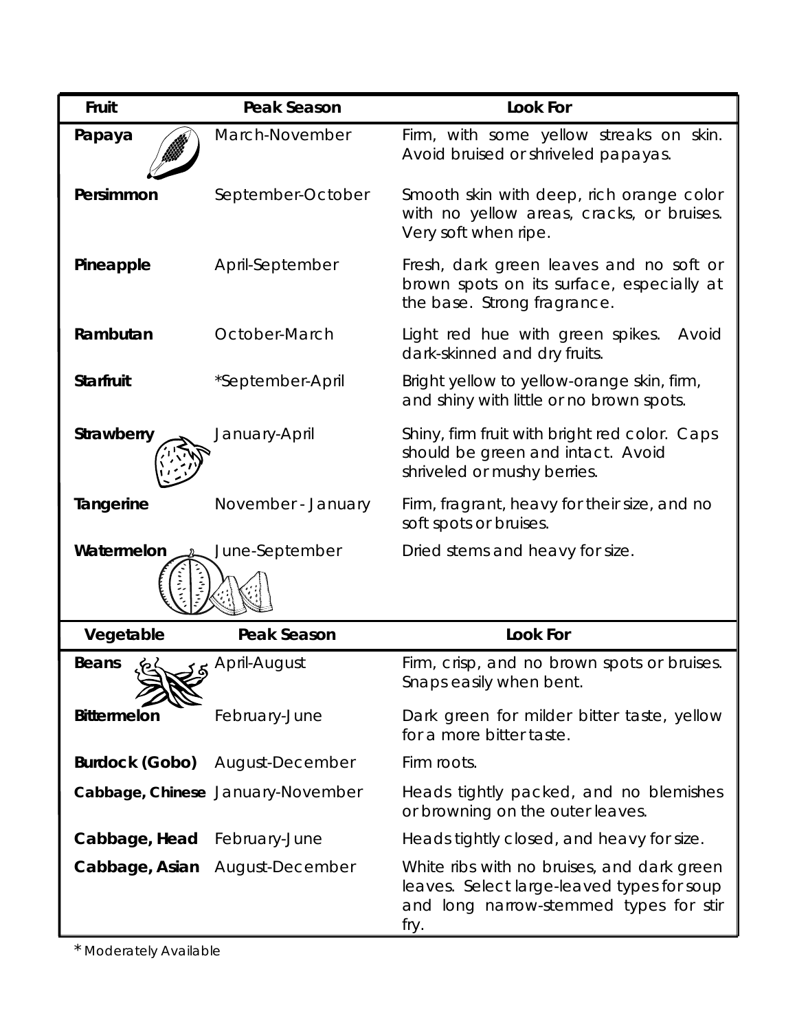| Fruit | Peak Season | Look For |
|---|---|---|
| **Papaya** | March-November | Firm, with some yellow streaks on skin. Avoid bruised or shriveled papayas. |
| **Persimmon** | September-October | Smooth skin with deep, rich orange color with no yellow areas, cracks, or bruises. Very soft when ripe. |
| **Pineapple** | April-September | Fresh, dark green leaves and no soft or brown spots on its surface, especially at the base. Strong fragrance. |
| **Rambutan** | October-March | Light red hue with green spikes. Avoid dark-skinned and dry fruits. |
| **Starfruit** | *September-April | Bright yellow to yellow-orange skin, firm, and shiny with little or no brown spots. |
| **Strawberry** | January-April | Shiny, firm fruit with bright red color. Caps should be green and intact. Avoid shriveled or mushy berries. |
| **Tangerine** | November - January | Firm, fragrant, heavy for their size, and no soft spots or bruises. |
| **Watermelon** | June-September | Dried stems and heavy for size. |

| Vegetable | Peak Season | Look For |
|---|---|---|
| **Beans** | April-August | Firm, crisp, and no brown spots or bruises. Snaps easily when bent. |
| **Bittermelon** | February-June | Dark green for milder bitter taste, yellow for a more bitter taste. |
| **Burdock (Gobo)** | August-December | Firm roots. |
| **Cabbage, Chinese** | January-November | Heads tightly packed, and no blemishes or browning on the outer leaves. |
| **Cabbage, Head** | February-June | Heads tightly closed, and heavy for size. |
| **Cabbage, Asian** | August-December | White ribs with no bruises, and dark green leaves. Select large-leaved types for soup and long narrow-stemmed types for stir fry. |

* Moderately Available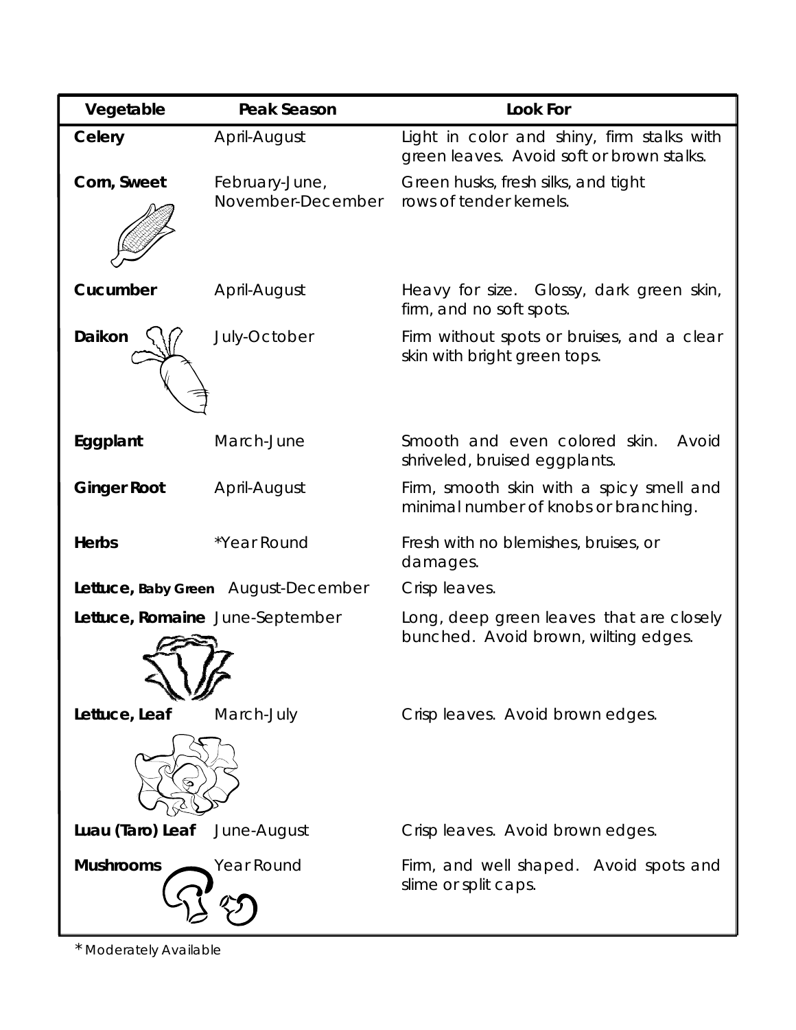| Vegetable | Peak Season | Look For |
|---|---|---|
| **Celery** | April-August | Light in color and shiny, firm stalks with green leaves. Avoid soft or brown stalks. |
| **Corn, Sweet** | February-June, November-December | Green husks, fresh silks, and tight rows of tender kernels. |
| **Cucumber** | April-August | Heavy for size. Glossy, dark green skin, firm, and no soft spots. |
| **Daikon** | July-October | Firm without spots or bruises, and a clear skin with bright green tops. |
| **Eggplant** | March-June | Smooth and even colored skin. Avoid shriveled, bruised eggplants. |
| **Ginger Root** | April-August | Firm, smooth skin with a spicy smell and minimal number of knobs or branching. |
| **Herbs** | *Year Round | Fresh with no blemishes, bruises, or damages. |
| **Lettuce, Baby Green** | August-December | Crisp leaves. |
| **Lettuce, Romaine** | June-September | Long, deep green leaves that are closely bunched. Avoid brown, wilting edges. |
| **Lettuce, Leaf** | March-July | Crisp leaves. Avoid brown edges. |
| **Luau (Taro) Leaf** | June-August | Crisp leaves. Avoid brown edges. |
| **Mushrooms** | Year Round | Firm, and well shaped. Avoid spots and slime or split caps. |

* Moderately Available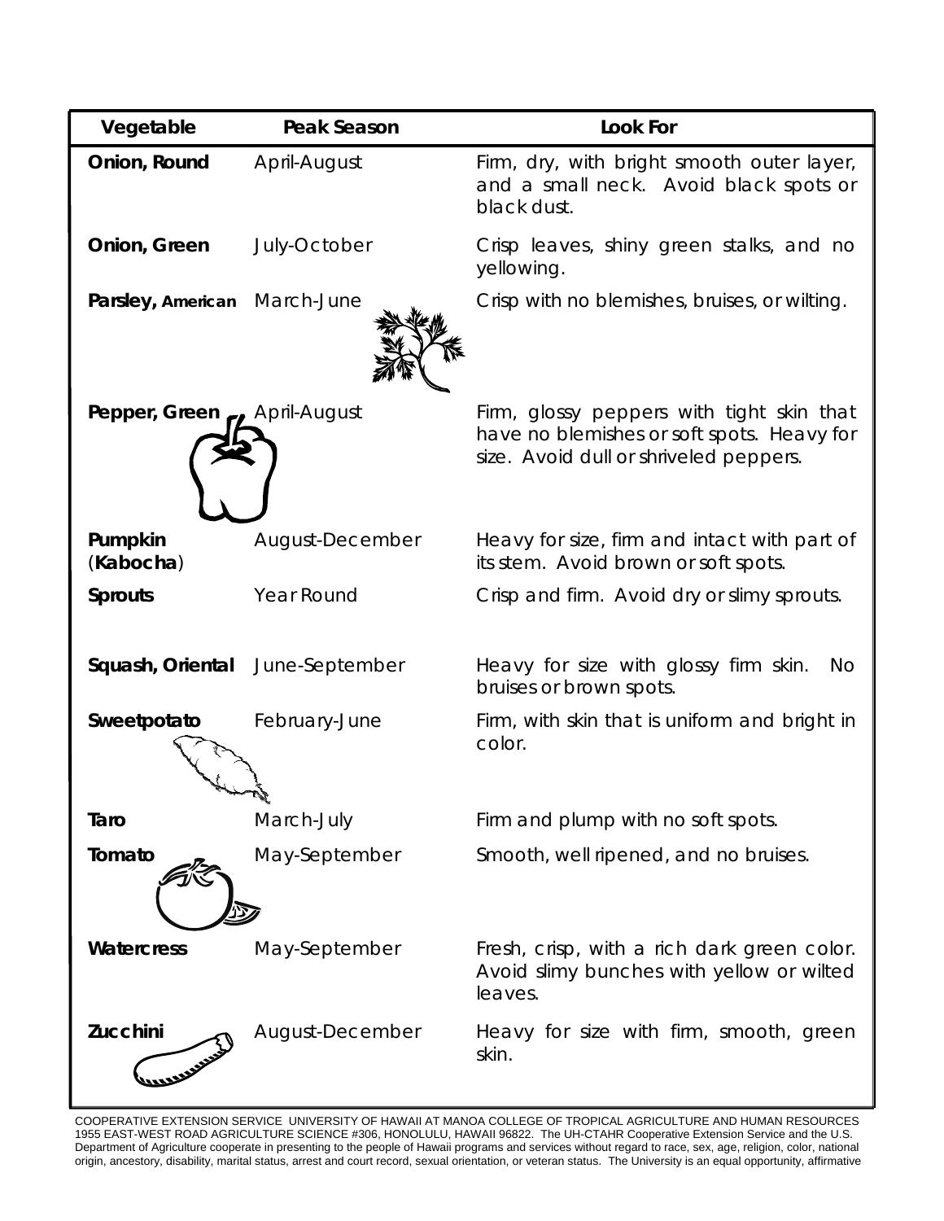| Vegetable | Peak Season | Look For |
|---|---|---|
| **Onion, Round** | April-August | Firm, dry, with bright smooth outer layer, and a small neck. Avoid black spots or black dust. |
| **Onion, Green** | July-October | Crisp leaves, shiny green stalks, and no yellowing. |
| **Parsley, American** | March-June | Crisp with no blemishes, bruises, or wilting. |
| **Pepper, Green** | April-August | Firm, glossy peppers with tight skin that have no blemishes or soft spots. Heavy for size. Avoid dull or shriveled peppers. |
| **Pumpkin** (**Kabocha**) | August-December | Heavy for size, firm and intact with part of its stem. Avoid brown or soft spots. |
| **Sprouts** | Year Round | Crisp and firm. Avoid dry or slimy sprouts. |
| **Squash, Oriental** | June-September | Heavy for size with glossy firm skin. No bruises or brown spots. |
| **Sweetpotato** | February-June | Firm, with skin that is uniform and bright in color. |
| **Taro** | March-July | Firm and plump with no soft spots. |
| **Tomato** | May-September | Smooth, well ripened, and no bruises. |
| **Watercress** | May-September | Fresh, crisp, with a rich dark green color. Avoid slimy bunches with yellow or wilted leaves. |
| **Zucchini** | August-December | Heavy for size with firm, smooth, green skin. |

COOPERATIVE EXTENSION SERVICE UNIVERSITY OF HAWAII AT MANOA COLLEGE OF TROPICAL AGRICULTURE AND HUMAN RESOURCES 1955 EAST-WEST ROAD AGRICULTURE SCIENCE #306, HONOLULU, HAWAII 96822. The UH-CTAHR Cooperative Extension Service and the U.S. Department of Agriculture cooperate in presenting to the people of Hawaii programs and services without regard to race, sex, age, religion, color, national origin, ancestory, disability, marital status, arrest and court record, sexual orientation, or veteran status. The University is an equal opportunity, affirmative